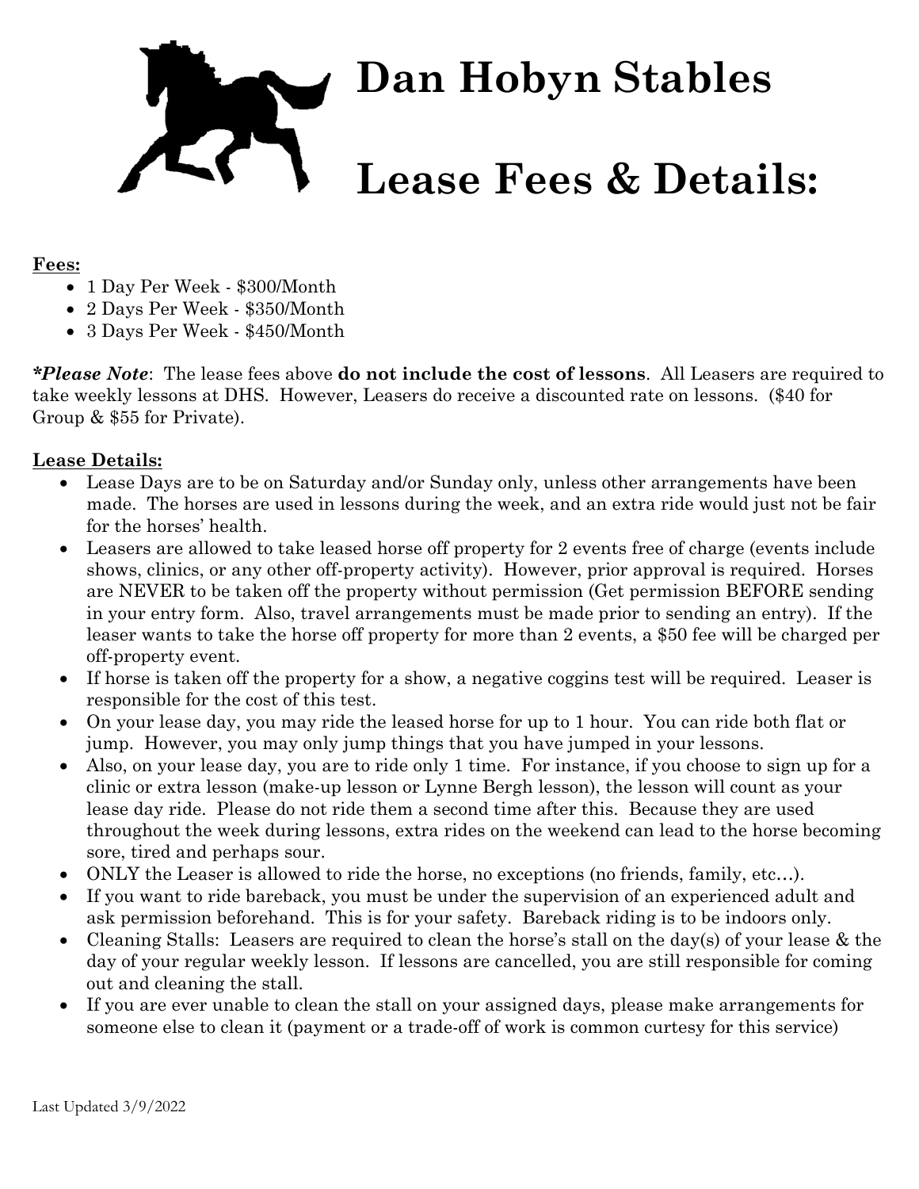# Dan Hobyn Stables

# Lease Fees & Details:

**Fees:**

- 1 Day Per Week - $300/Month
- 2 Days Per Week - $350/Month
- 3 Days Per Week - $450/Month

***Please Note**: The lease fees above **do not include the cost of lessons**. All Leasers are required to take weekly lessons at DHS. However, Leasers do receive a discounted rate on lessons. ($40 for Group & $55 for Private).

**Lease Details:**

- Lease Days are to be on Saturday and/or Sunday only, unless other arrangements have been made. The horses are used in lessons during the week, and an extra ride would just not be fair for the horses' health.
- Leasers are allowed to take leased horse off property for 2 events free of charge (events include shows, clinics, or any other off-property activity). However, prior approval is required. Horses are NEVER to be taken off the property without permission (Get permission BEFORE sending in your entry form. Also, travel arrangements must be made prior to sending an entry). If the leaser wants to take the horse off property for more than 2 events, a $50 fee will be charged per off-property event.
- If horse is taken off the property for a show, a negative coggins test will be required. Leaser is responsible for the cost of this test.
- On your lease day, you may ride the leased horse for up to 1 hour. You can ride both flat or jump. However, you may only jump things that you have jumped in your lessons.
- Also, on your lease day, you are to ride only 1 time. For instance, if you choose to sign up for a clinic or extra lesson (make-up lesson or Lynne Bergh lesson), the lesson will count as your lease day ride. Please do not ride them a second time after this. Because they are used throughout the week during lessons, extra rides on the weekend can lead to the horse becoming sore, tired and perhaps sour.
- ONLY the Leaser is allowed to ride the horse, no exceptions (no friends, family, etc…).
- If you want to ride bareback, you must be under the supervision of an experienced adult and ask permission beforehand. This is for your safety. Bareback riding is to be indoors only.
- Cleaning Stalls: Leasers are required to clean the horse's stall on the day(s) of your lease & the day of your regular weekly lesson. If lessons are cancelled, you are still responsible for coming out and cleaning the stall.
- If you are ever unable to clean the stall on your assigned days, please make arrangements for someone else to clean it (payment or a trade-off of work is common curtesy for this service)

Last Updated 3/9/2022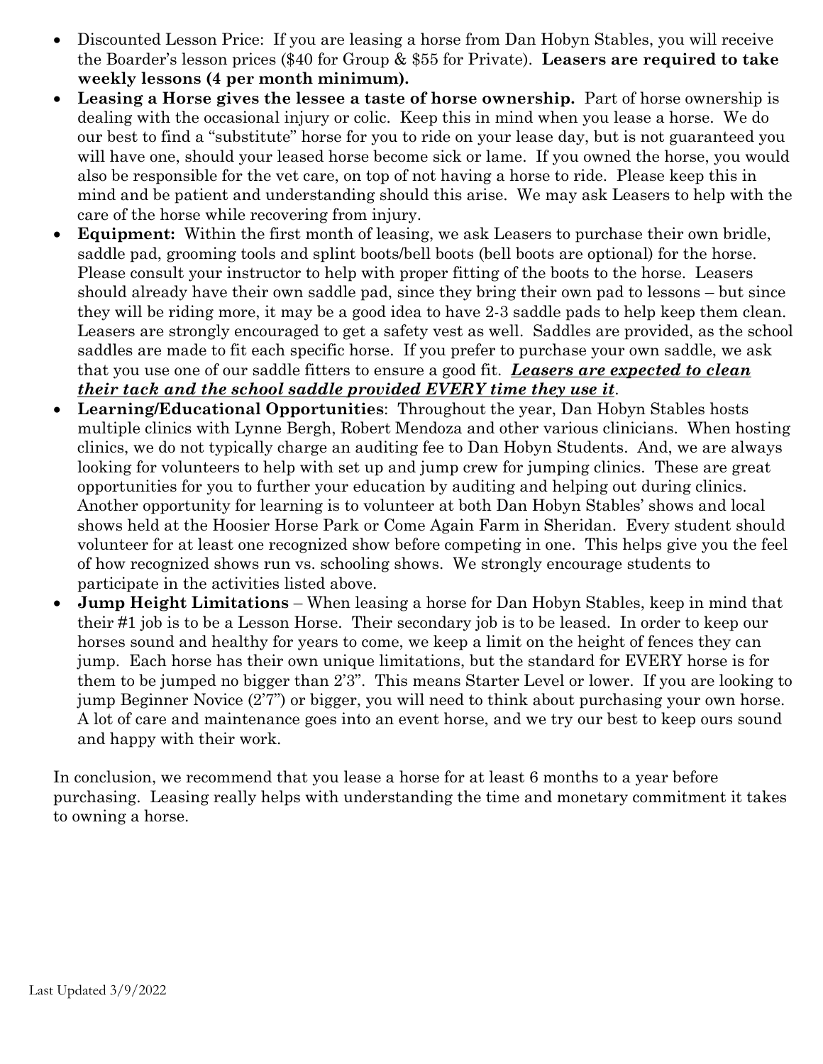- Discounted Lesson Price: If you are leasing a horse from Dan Hobyn Stables, you will receive the Boarder's lesson prices ($40 for Group & $55 for Private). **Leasers are required to take weekly lessons (4 per month minimum).**
- **Leasing a Horse gives the lessee a taste of horse ownership.** Part of horse ownership is dealing with the occasional injury or colic. Keep this in mind when you lease a horse. We do our best to find a "substitute" horse for you to ride on your lease day, but is not guaranteed you will have one, should your leased horse become sick or lame. If you owned the horse, you would also be responsible for the vet care, on top of not having a horse to ride. Please keep this in mind and be patient and understanding should this arise. We may ask Leasers to help with the care of the horse while recovering from injury.
- **Equipment:** Within the first month of leasing, we ask Leasers to purchase their own bridle, saddle pad, grooming tools and splint boots/bell boots (bell boots are optional) for the horse. Please consult your instructor to help with proper fitting of the boots to the horse. Leasers should already have their own saddle pad, since they bring their own pad to lessons – but since they will be riding more, it may be a good idea to have 2-3 saddle pads to help keep them clean. Leasers are strongly encouraged to get a safety vest as well. Saddles are provided, as the school saddles are made to fit each specific horse. If you prefer to purchase your own saddle, we ask that you use one of our saddle fitters to ensure a good fit. ***Leasers are expected to clean their tack and the school saddle provided EVERY time they use it***.
- **Learning/Educational Opportunities**: Throughout the year, Dan Hobyn Stables hosts multiple clinics with Lynne Bergh, Robert Mendoza and other various clinicians. When hosting clinics, we do not typically charge an auditing fee to Dan Hobyn Students. And, we are always looking for volunteers to help with set up and jump crew for jumping clinics. These are great opportunities for you to further your education by auditing and helping out during clinics. Another opportunity for learning is to volunteer at both Dan Hobyn Stables' shows and local shows held at the Hoosier Horse Park or Come Again Farm in Sheridan. Every student should volunteer for at least one recognized show before competing in one. This helps give you the feel of how recognized shows run vs. schooling shows. We strongly encourage students to participate in the activities listed above.
- **Jump Height Limitations** – When leasing a horse for Dan Hobyn Stables, keep in mind that their #1 job is to be a Lesson Horse. Their secondary job is to be leased. In order to keep our horses sound and healthy for years to come, we keep a limit on the height of fences they can jump. Each horse has their own unique limitations, but the standard for EVERY horse is for them to be jumped no bigger than 2'3". This means Starter Level or lower. If you are looking to jump Beginner Novice (2'7") or bigger, you will need to think about purchasing your own horse. A lot of care and maintenance goes into an event horse, and we try our best to keep ours sound and happy with their work.

In conclusion, we recommend that you lease a horse for at least 6 months to a year before purchasing. Leasing really helps with understanding the time and monetary commitment it takes to owning a horse.

Last Updated 3/9/2022